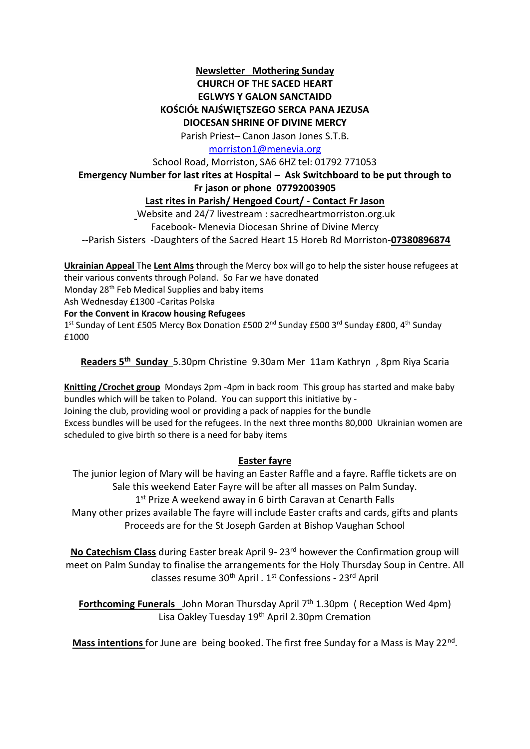**Newsletter Mothering Sunday**
**CHURCH OF THE SACED HEART**
**EGLWYS Y GALON SANCTAIDD**
**KOŚCIÓŁ NAJŚWIĘTSZEGO SERCA PANA JEZUSA**
**DIOCESAN SHRINE OF DIVINE MERCY**

Parish Priest– Canon Jason Jones S.T.B.

morriston1@menevia.org

School Road, Morriston, SA6 6HZ tel: 01792 771053

**Emergency Number for last rites at Hospital – Ask Switchboard to be put through to Fr jason or phone 07792003905**

**Last rites in Parish/ Hengoed Court/ - Contact Fr Jason**

Website and 24/7 livestream : sacredheartmorriston.org.uk

Facebook- Menevia Diocesan Shrine of Divine Mercy

--Parish Sisters -Daughters of the Sacred Heart 15 Horeb Rd Morriston-**07380896874**

**Ukrainian Appeal** The **Lent Alms** through the Mercy box will go to help the sister house refugees at their various convents through Poland. So Far we have donated
Monday 28th Feb Medical Supplies and baby items
Ash Wednesday £1300 -Caritas Polska
**For the Convent in Kracow housing Refugees**
1st Sunday of Lent £505 Mercy Box Donation £500 2nd Sunday £500 3rd Sunday £800, 4th Sunday £1000

**Readers 5th Sunday** 5.30pm Christine 9.30am Mer 11am Kathryn , 8pm Riya Scaria

**Knitting /Crochet group** Mondays 2pm -4pm in back room This group has started and make baby bundles which will be taken to Poland. You can support this initiative by -
Joining the club, providing wool or providing a pack of nappies for the bundle
Excess bundles will be used for the refugees. In the next three months 80,000 Ukrainian women are scheduled to give birth so there is a need for baby items

**Easter fayre**

The junior legion of Mary will be having an Easter Raffle and a fayre. Raffle tickets are on Sale this weekend Eater Fayre will be after all masses on Palm Sunday.
1st Prize A weekend away in 6 birth Caravan at Cenarth Falls
Many other prizes available The fayre will include Easter crafts and cards, gifts and plants
Proceeds are for the St Joseph Garden at Bishop Vaughan School

**No Catechism Class** during Easter break April 9- 23rd however the Confirmation group will meet on Palm Sunday to finalise the arrangements for the Holy Thursday Soup in Centre. All classes resume 30th April . 1st Confessions - 23rd April

**Forthcoming Funerals** John Moran Thursday April 7th 1.30pm ( Reception Wed 4pm)
Lisa Oakley Tuesday 19th April 2.30pm Cremation

**Mass intentions** for June are being booked. The first free Sunday for a Mass is May 22nd.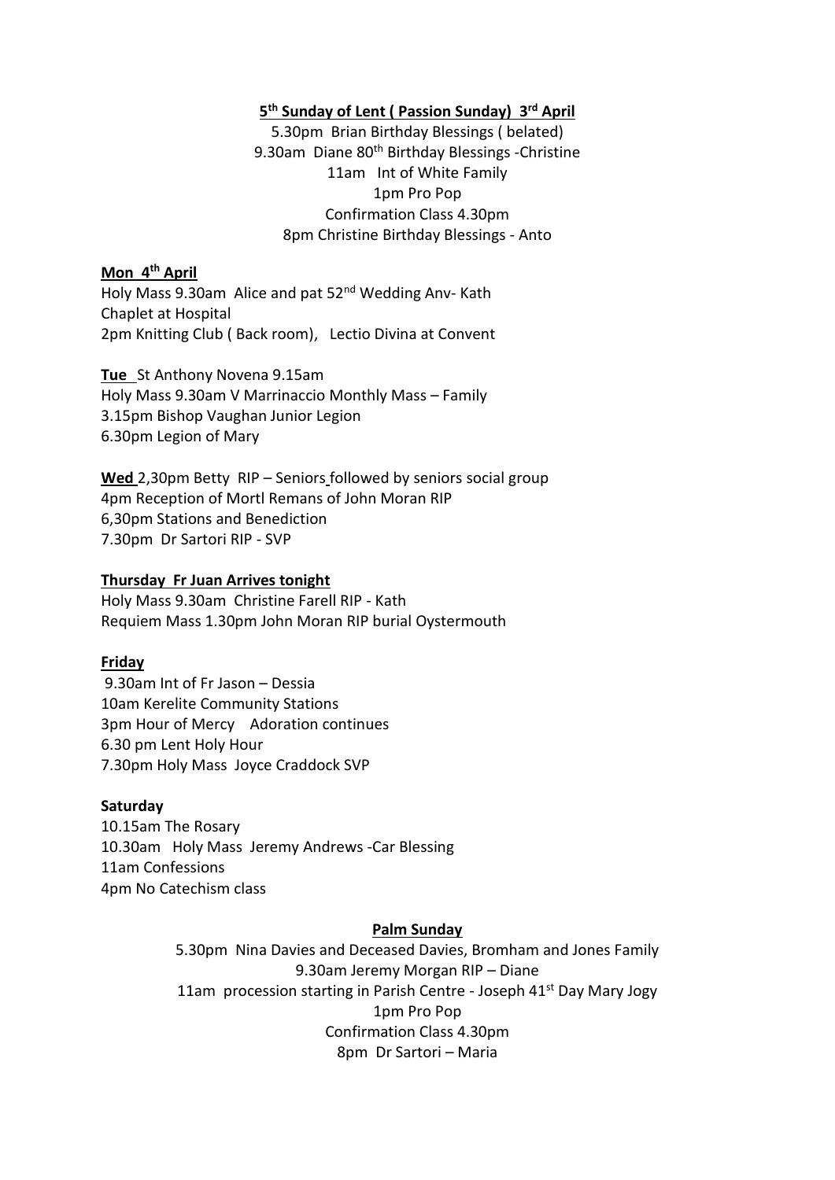**5th Sunday of Lent ( Passion Sunday) 3rd April**

5.30pm Brian Birthday Blessings ( belated)
9.30am Diane 80th Birthday Blessings -Christine
11am Int of White Family
1pm Pro Pop
Confirmation Class 4.30pm
8pm Christine Birthday Blessings - Anto

**Mon 4th April**

Holy Mass 9.30am Alice and pat 52nd Wedding Anv- Kath
Chaplet at Hospital
2pm Knitting Club ( Back room), Lectio Divina at Convent

**Tue** St Anthony Novena 9.15am
Holy Mass 9.30am V Marrinaccio Monthly Mass – Family
3.15pm Bishop Vaughan Junior Legion
6.30pm Legion of Mary

**Wed** 2,30pm Betty RIP – Seniors followed by seniors social group
4pm Reception of Mortl Remans of John Moran RIP
6,30pm Stations and Benediction
7.30pm Dr Sartori RIP - SVP

**Thursday Fr Juan Arrives tonight**

Holy Mass 9.30am Christine Farell RIP - Kath
Requiem Mass 1.30pm John Moran RIP burial Oystermouth

**Friday**

9.30am Int of Fr Jason – Dessia
10am Kerelite Community Stations
3pm Hour of Mercy Adoration continues
6.30 pm Lent Holy Hour
7.30pm Holy Mass Joyce Craddock SVP

**Saturday**

10.15am The Rosary
10.30am Holy Mass Jeremy Andrews -Car Blessing
11am Confessions
4pm No Catechism class

**Palm Sunday**

5.30pm Nina Davies and Deceased Davies, Bromham and Jones Family
9.30am Jeremy Morgan RIP – Diane
11am procession starting in Parish Centre - Joseph 41st Day Mary Jogy
1pm Pro Pop
Confirmation Class 4.30pm
8pm Dr Sartori – Maria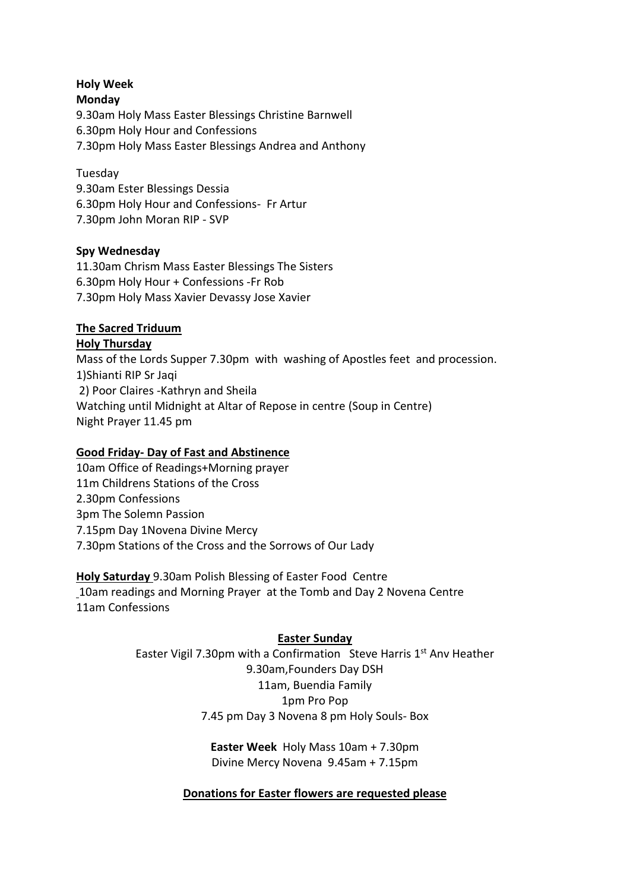**Holy Week**

**Monday**

9.30am Holy Mass Easter Blessings Christine Barnwell
6.30pm Holy Hour and Confessions
7.30pm Holy Mass Easter Blessings Andrea and Anthony

Tuesday

9.30am Ester Blessings Dessia
6.30pm Holy Hour and Confessions- Fr Artur
7.30pm John Moran RIP - SVP

**Spy Wednesday**

11.30am Chrism Mass Easter Blessings The Sisters
6.30pm Holy Hour + Confessions -Fr Rob
7.30pm Holy Mass Xavier Devassy Jose Xavier

**The Sacred Triduum**

**Holy Thursday**

Mass of the Lords Supper 7.30pm with washing of Apostles feet and procession.
1)Shianti RIP Sr Jaqi
2) Poor Claires -Kathryn and Sheila
Watching until Midnight at Altar of Repose in centre (Soup in Centre)
Night Prayer 11.45 pm

**Good Friday- Day of Fast and Abstinence**

10am Office of Readings+Morning prayer
11m Childrens Stations of the Cross
2.30pm Confessions
3pm The Solemn Passion
7.15pm Day 1Novena Divine Mercy
7.30pm Stations of the Cross and the Sorrows of Our Lady

**Holy Saturday** 9.30am Polish Blessing of Easter Food Centre
10am readings and Morning Prayer at the Tomb and Day 2 Novena Centre
11am Confessions

**Easter Sunday**

Easter Vigil 7.30pm with a Confirmation Steve Harris 1st Anv Heather
9.30am,Founders Day DSH
11am, Buendia Family
1pm Pro Pop
7.45 pm Day 3 Novena 8 pm Holy Souls- Box

**Easter Week** Holy Mass 10am + 7.30pm
Divine Mercy Novena 9.45am + 7.15pm

**Donations for Easter flowers are requested please**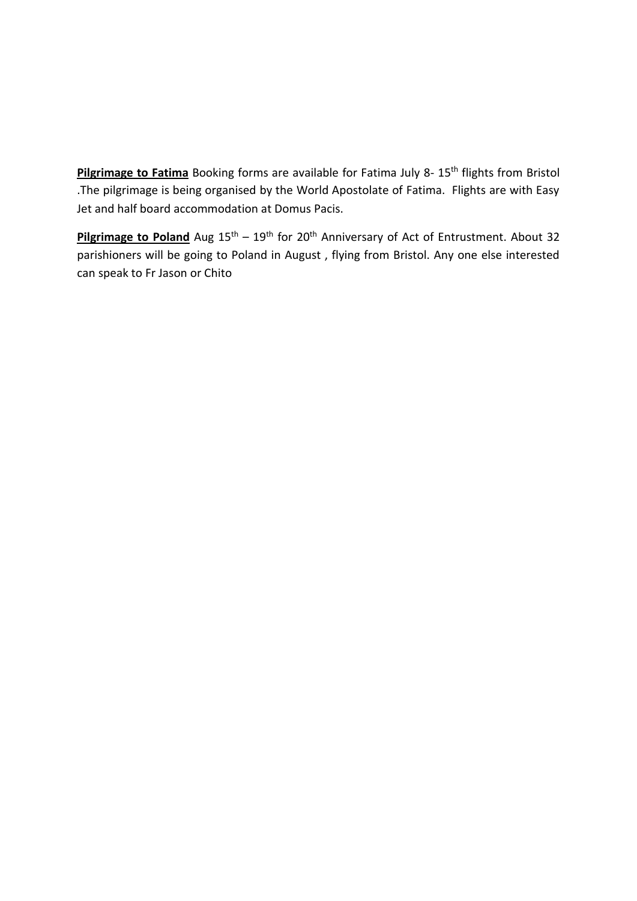**Pilgrimage to Fatima** Booking forms are available for Fatima July 8- 15th flights from Bristol .The pilgrimage is being organised by the World Apostolate of Fatima. Flights are with Easy Jet and half board accommodation at Domus Pacis.

**Pilgrimage to Poland** Aug 15th – 19th for 20th Anniversary of Act of Entrustment. About 32 parishioners will be going to Poland in August , flying from Bristol. Any one else interested can speak to Fr Jason or Chito